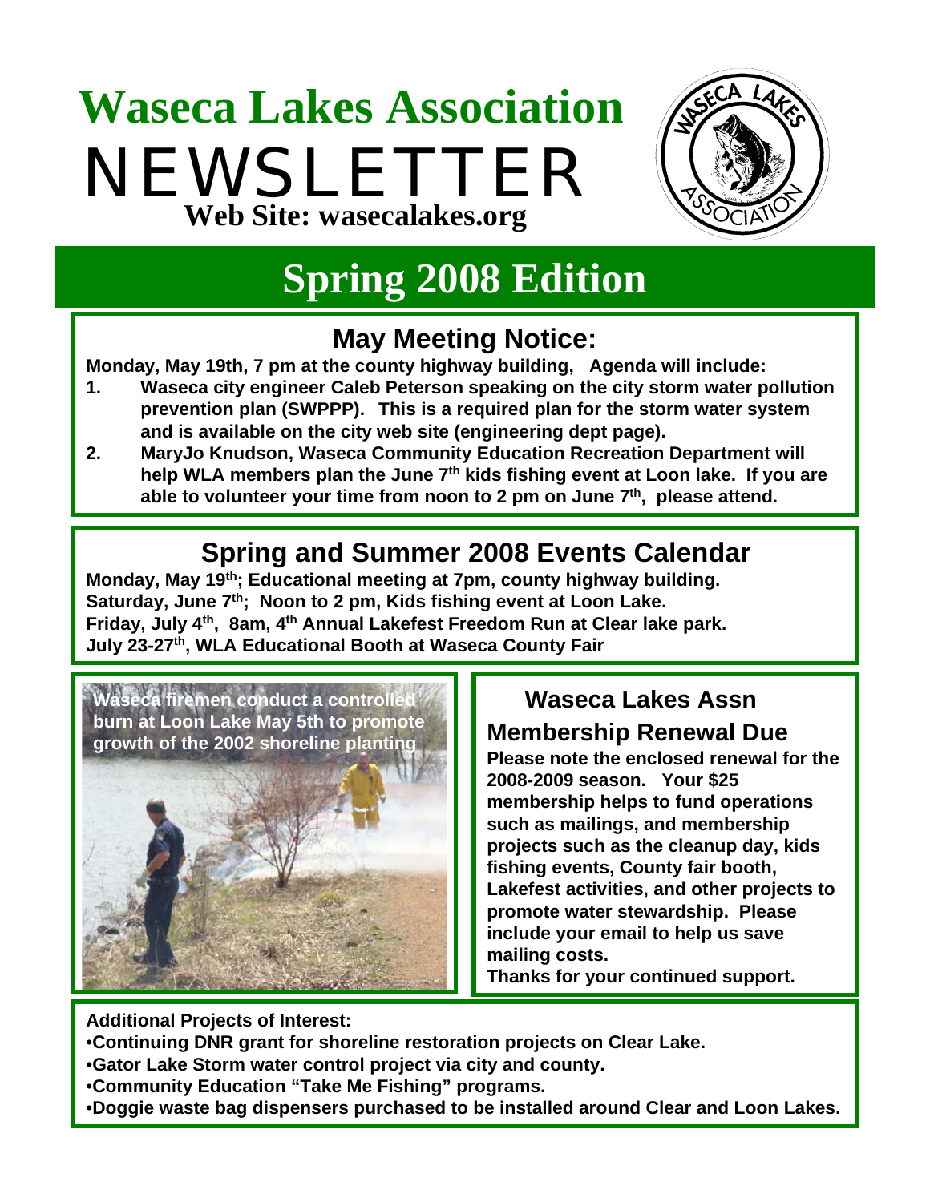# Waseca Lakes Association

# NEWSLETTER

**Web Site: wasecalakes.org**

## Spring 2008 Edition

### May Meeting Notice:

**Monday, May 19th, 7 pm at the county highway building, Agenda will include:**

1. **Waseca city engineer Caleb Peterson speaking on the city storm water pollution prevention plan (SWPPP). This is a required plan for the storm water system and is available on the city web site (engineering dept page).**
2. **MaryJo Knudson, Waseca Community Education Recreation Department will help WLA members plan the June 7th kids fishing event at Loon lake. If you are able to volunteer your time from noon to 2 pm on June 7th, please attend.**

### Spring and Summer 2008 Events Calendar

**Monday, May 19th; Educational meeting at 7pm, county highway building.**
**Saturday, June 7th; Noon to 2 pm, Kids fishing event at Loon Lake.**
**Friday, July 4th, 8am, 4th Annual Lakefest Freedom Run at Clear lake park.**
**July 23-27th, WLA Educational Booth at Waseca County Fair**

**Waseca firemen conduct a controlled burn at Loon Lake May 5th to promote growth of the 2002 shoreline planting**

### Waseca Lakes Assn Membership Renewal Due

**Please note the enclosed renewal for the 2008-2009 season. Your $25 membership helps to fund operations such as mailings, and membership projects such as the cleanup day, kids fishing events, County fair booth, Lakefest activities, and other projects to promote water stewardship. Please include your email to help us save mailing costs.**
**Thanks for your continued support.**

**Additional Projects of Interest:**

- **Continuing DNR grant for shoreline restoration projects on Clear Lake.**
- **Gator Lake Storm water control project via city and county.**
- **Community Education "Take Me Fishing" programs.**
- **Doggie waste bag dispensers purchased to be installed around Clear and Loon Lakes.**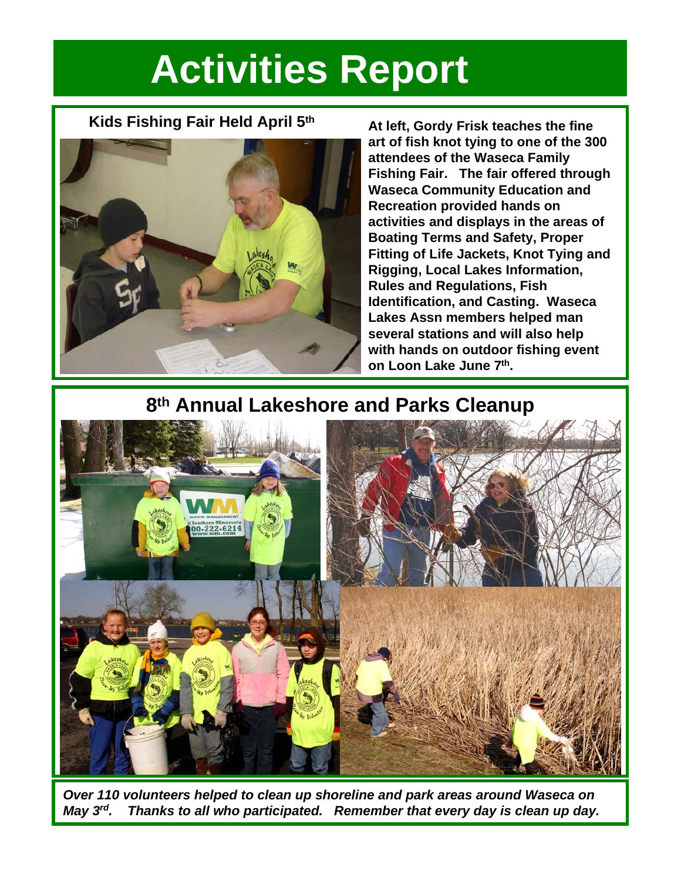# Activities Report

## Kids Fishing Fair Held April 5th

**At left, Gordy Frisk teaches the fine art of fish knot tying to one of the 300 attendees of the Waseca Family Fishing Fair. The fair offered through Waseca Community Education and Recreation provided hands on activities and displays in the areas of Boating Terms and Safety, Proper Fitting of Life Jackets, Knot Tying and Rigging, Local Lakes Information, Rules and Regulations, Fish Identification, and Casting. Waseca Lakes Assn members helped man several stations and will also help with hands on outdoor fishing event on Loon Lake June 7th.**

## 8th Annual Lakeshore and Parks Cleanup

***Over 110 volunteers helped to clean up shoreline and park areas around Waseca on May 3rd. Thanks to all who participated. Remember that every day is clean up day.***